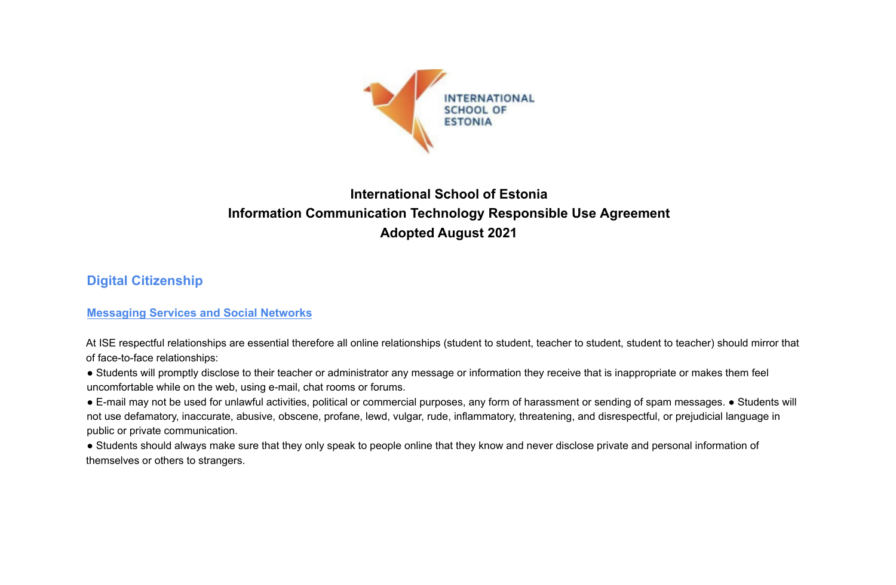# International School of Estonia
# Information Communication Technology Responsible Use Agreement
# Adopted August 2021

## Digital Citizenship

### Messaging Services and Social Networks

At ISE respectful relationships are essential therefore all online relationships (student to student, teacher to student, student to teacher) should mirror that of face-to-face relationships:

- Students will promptly disclose to their teacher or administrator any message or information they receive that is inappropriate or makes them feel uncomfortable while on the web, using e-mail, chat rooms or forums.
- E-mail may not be used for unlawful activities, political or commercial purposes, any form of harassment or sending of spam messages.
- Students will not use defamatory, inaccurate, abusive, obscene, profane, lewd, vulgar, rude, inflammatory, threatening, and disrespectful, or prejudicial language in public or private communication.
- Students should always make sure that they only speak to people online that they know and never disclose private and personal information of themselves or others to strangers.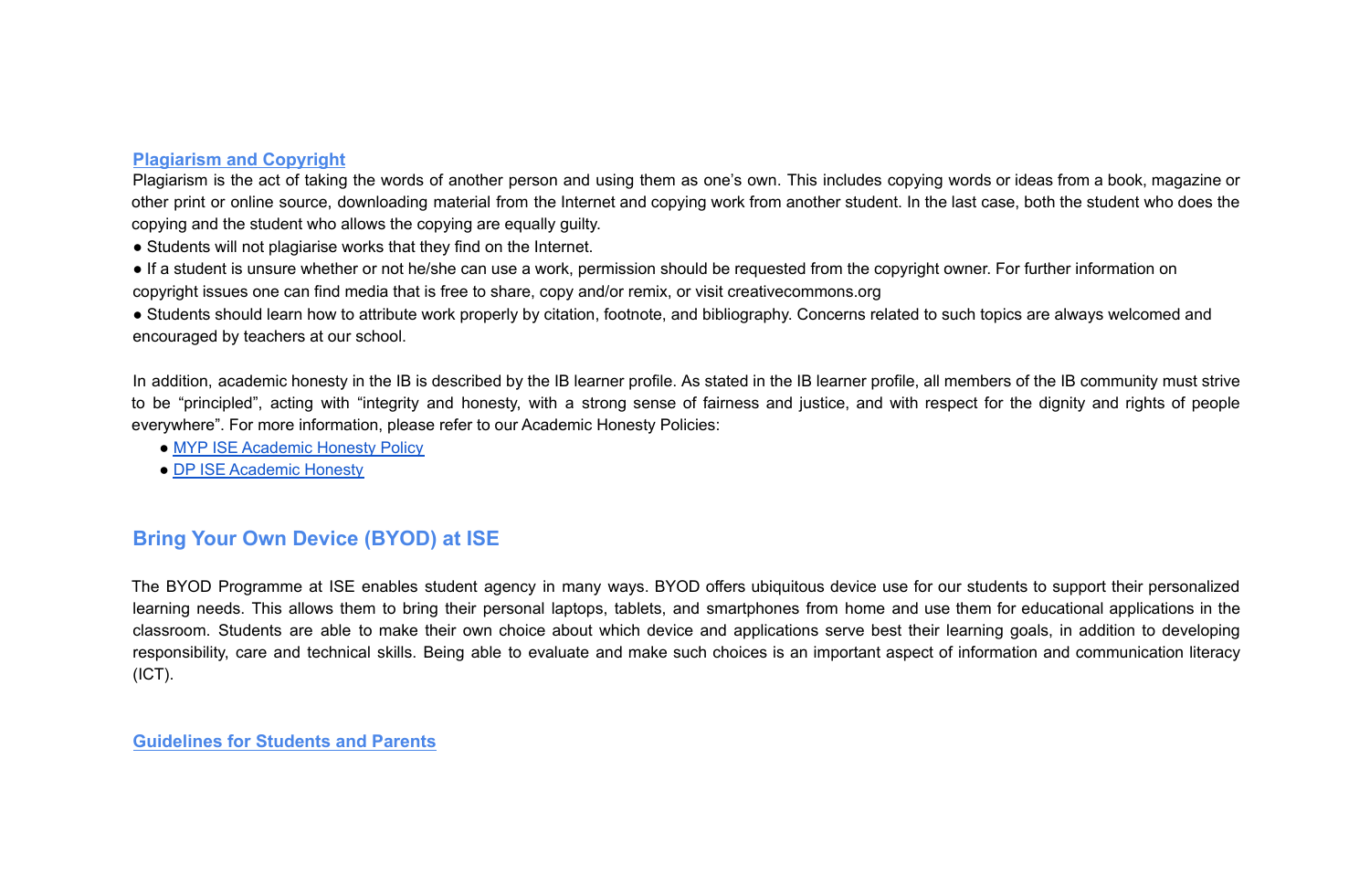### Plagiarism and Copyright

Plagiarism is the act of taking the words of another person and using them as one's own. This includes copying words or ideas from a book, magazine or other print or online source, downloading material from the Internet and copying work from another student. In the last case, both the student who does the copying and the student who allows the copying are equally guilty.

- Students will not plagiarise works that they find on the Internet.
- If a student is unsure whether or not he/she can use a work, permission should be requested from the copyright owner. For further information on copyright issues one can find media that is free to share, copy and/or remix, or visit creativecommons.org
- Students should learn how to attribute work properly by citation, footnote, and bibliography. Concerns related to such topics are always welcomed and encouraged by teachers at our school.

In addition, academic honesty in the IB is described by the IB learner profile. As stated in the IB learner profile, all members of the IB community must strive to be "principled", acting with "integrity and honesty, with a strong sense of fairness and justice, and with respect for the dignity and rights of people everywhere". For more information, please refer to our Academic Honesty Policies:

- MYP ISE Academic Honesty Policy
- DP ISE Academic Honesty

## Bring Your Own Device (BYOD) at ISE

The BYOD Programme at ISE enables student agency in many ways. BYOD offers ubiquitous device use for our students to support their personalized learning needs. This allows them to bring their personal laptops, tablets, and smartphones from home and use them for educational applications in the classroom. Students are able to make their own choice about which device and applications serve best their learning goals, in addition to developing responsibility, care and technical skills. Being able to evaluate and make such choices is an important aspect of information and communication literacy (ICT).

### Guidelines for Students and Parents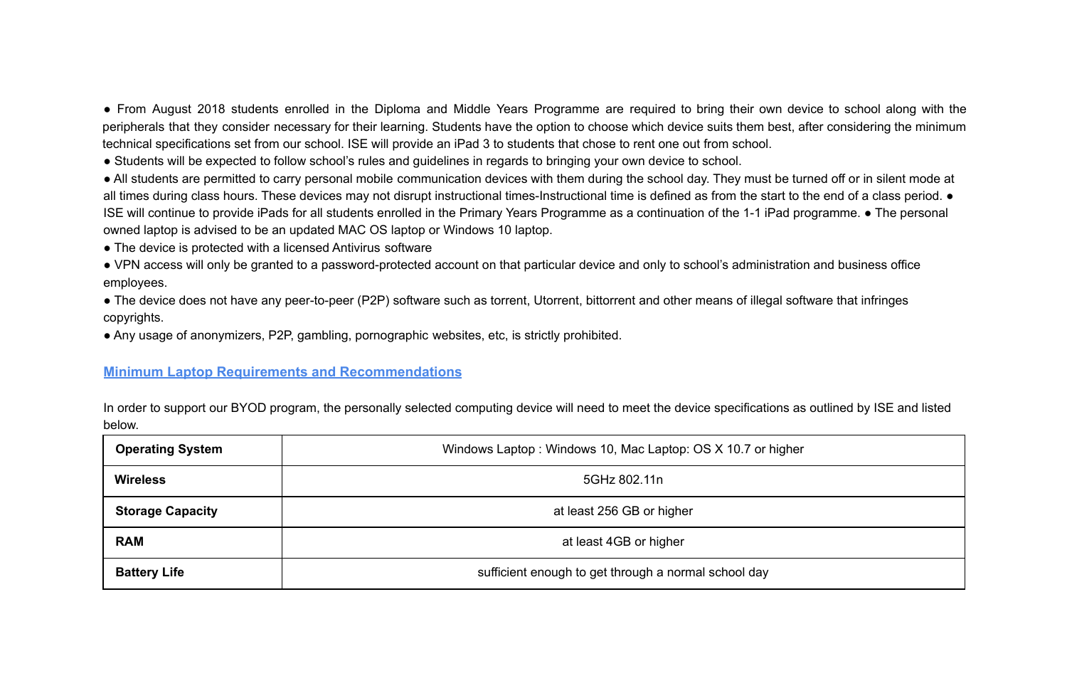- From August 2018 students enrolled in the Diploma and Middle Years Programme are required to bring their own device to school along with the peripherals that they consider necessary for their learning. Students have the option to choose which device suits them best, after considering the minimum technical specifications set from our school. ISE will provide an iPad 3 to students that chose to rent one out from school.
- Students will be expected to follow school's rules and guidelines in regards to bringing your own device to school.
- All students are permitted to carry personal mobile communication devices with them during the school day. They must be turned off or in silent mode at all times during class hours. These devices may not disrupt instructional times-Instructional time is defined as from the start to the end of a class period.
- ISE will continue to provide iPads for all students enrolled in the Primary Years Programme as a continuation of the 1-1 iPad programme.
- The personal owned laptop is advised to be an updated MAC OS laptop or Windows 10 laptop.
- The device is protected with a licensed Antivirus software
- VPN access will only be granted to a password-protected account on that particular device and only to school's administration and business office employees.
- The device does not have any peer-to-peer (P2P) software such as torrent, Utorrent, bittorrent and other means of illegal software that infringes copyrights.
- Any usage of anonymizers, P2P, gambling, pornographic websites, etc, is strictly prohibited.

## Minimum Laptop Requirements and Recommendations

In order to support our BYOD program, the personally selected computing device will need to meet the device specifications as outlined by ISE and listed below.

| | |
|---|---|
| **Operating System** | Windows Laptop : Windows 10, Mac Laptop: OS X 10.7 or higher |
| **Wireless** | 5GHz 802.11n |
| **Storage Capacity** | at least 256 GB or higher |
| **RAM** | at least 4GB or higher |
| **Battery Life** | sufficient enough to get through a normal school day |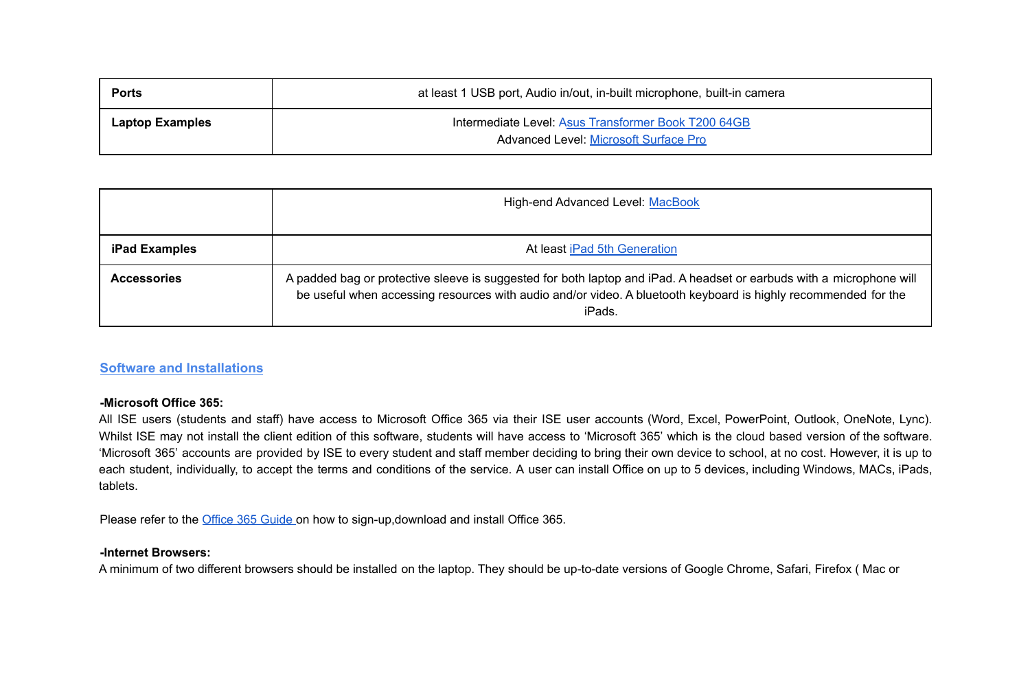| | |
|---|---|
| **Ports** | at least 1 USB port, Audio in/out, in-built microphone, built-in camera |
| **Laptop Examples** | Intermediate Level: Asus Transformer Book T200 64GB<br>Advanced Level: Microsoft Surface Pro<br>High-end Advanced Level: MacBook |
| **iPad Examples** | At least iPad 5th Generation |
| **Accessories** | A padded bag or protective sleeve is suggested for both laptop and iPad. A headset or earbuds with a microphone will be useful when accessing resources with audio and/or video. A bluetooth keyboard is highly recommended for the iPads. |

## Software and Installations

**-Microsoft Office 365:**

All ISE users (students and staff) have access to Microsoft Office 365 via their ISE user accounts (Word, Excel, PowerPoint, Outlook, OneNote, Lync). Whilst ISE may not install the client edition of this software, students will have access to 'Microsoft 365' which is the cloud based version of the software. 'Microsoft 365' accounts are provided by ISE to every student and staff member deciding to bring their own device to school, at no cost. However, it is up to each student, individually, to accept the terms and conditions of the service. A user can install Office on up to 5 devices, including Windows, MACs, iPads, tablets.

Please refer to the Office 365 Guide on how to sign-up,download and install Office 365.

**-Internet Browsers:**

A minimum of two different browsers should be installed on the laptop. They should be up-to-date versions of Google Chrome, Safari, Firefox ( Mac or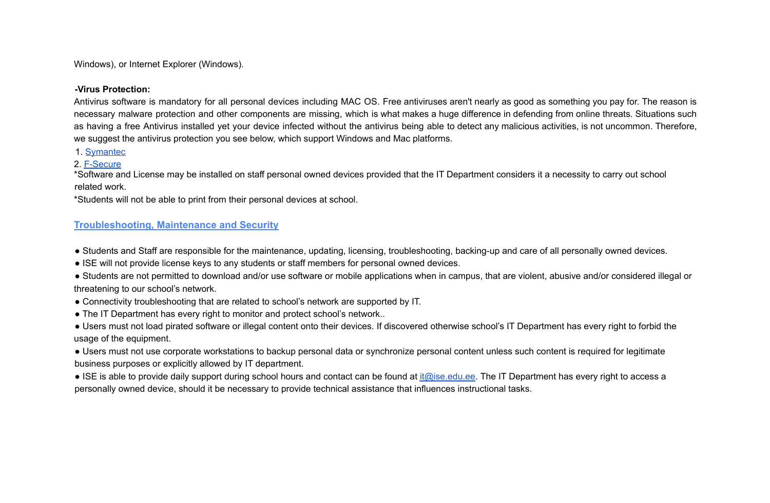Windows), or Internet Explorer (Windows).

**-Virus Protection:**

Antivirus software is mandatory for all personal devices including MAC OS. Free antiviruses aren't nearly as good as something you pay for. The reason is necessary malware protection and other components are missing, which is what makes a huge difference in defending from online threats. Situations such as having a free Antivirus installed yet your device infected without the antivirus being able to detect any malicious activities, is not uncommon. Therefore, we suggest the antivirus protection you see below, which support Windows and Mac platforms.

1. Symantec
2. F-Secure

*Software and License may be installed on staff personal owned devices provided that the IT Department considers it a necessity to carry out school related work.

*Students will not be able to print from their personal devices at school.

## Troubleshooting, Maintenance and Security

- Students and Staff are responsible for the maintenance, updating, licensing, troubleshooting, backing-up and care of all personally owned devices.
- ISE will not provide license keys to any students or staff members for personal owned devices.
- Students are not permitted to download and/or use software or mobile applications when in campus, that are violent, abusive and/or considered illegal or threatening to our school's network.
- Connectivity troubleshooting that are related to school's network are supported by IT.
- The IT Department has every right to monitor and protect school's network..
- Users must not load pirated software or illegal content onto their devices. If discovered otherwise school's IT Department has every right to forbid the usage of the equipment.
- Users must not use corporate workstations to backup personal data or synchronize personal content unless such content is required for legitimate business purposes or explicitly allowed by IT department.
- ISE is able to provide daily support during school hours and contact can be found at it@ise.edu.ee. The IT Department has every right to access a personally owned device, should it be necessary to provide technical assistance that influences instructional tasks.